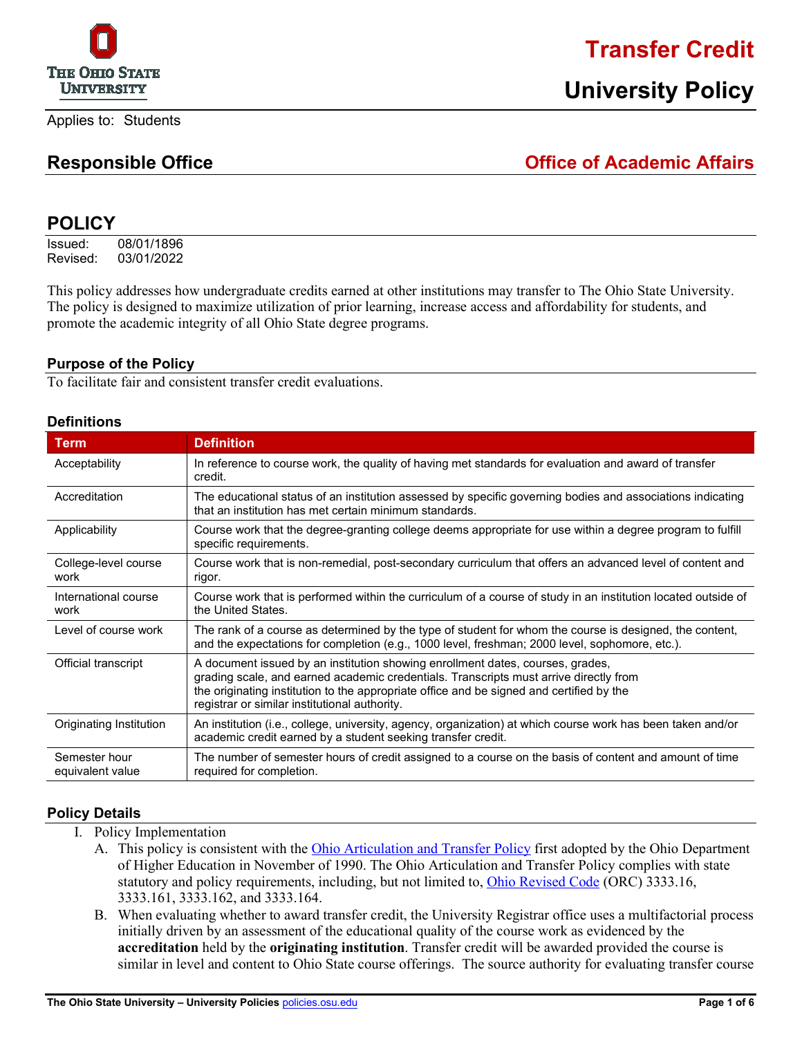# Transfer Credit

# University Policy

Applies to: Students

## Responsible Office — Office of Academic Affairs

## POLICY

Issued: 08/01/1896
Revised: 03/01/2022

This policy addresses how undergraduate credits earned at other institutions may transfer to The Ohio State University. The policy is designed to maximize utilization of prior learning, increase access and affordability for students, and promote the academic integrity of all Ohio State degree programs.

### Purpose of the Policy

To facilitate fair and consistent transfer credit evaluations.

### Definitions

| Term | Definition |
|---|---|
| Acceptability | In reference to course work, the quality of having met standards for evaluation and award of transfer credit. |
| Accreditation | The educational status of an institution assessed by specific governing bodies and associations indicating that an institution has met certain minimum standards. |
| Applicability | Course work that the degree-granting college deems appropriate for use within a degree program to fulfill specific requirements. |
| College-level course work | Course work that is non-remedial, post-secondary curriculum that offers an advanced level of content and rigor. |
| International course work | Course work that is performed within the curriculum of a course of study in an institution located outside of the United States. |
| Level of course work | The rank of a course as determined by the type of student for whom the course is designed, the content, and the expectations for completion (e.g., 1000 level, freshman; 2000 level, sophomore, etc.). |
| Official transcript | A document issued by an institution showing enrollment dates, courses, grades, grading scale, and earned academic credentials. Transcripts must arrive directly from the originating institution to the appropriate office and be signed and certified by the registrar or similar institutional authority. |
| Originating Institution | An institution (i.e., college, university, agency, organization) at which course work has been taken and/or academic credit earned by a student seeking transfer credit. |
| Semester hour equivalent value | The number of semester hours of credit assigned to a course on the basis of content and amount of time required for completion. |

### Policy Details

I. Policy Implementation
   A. This policy is consistent with the Ohio Articulation and Transfer Policy first adopted by the Ohio Department of Higher Education in November of 1990. The Ohio Articulation and Transfer Policy complies with state statutory and policy requirements, including, but not limited to, Ohio Revised Code (ORC) 3333.16, 3333.161, 3333.162, and 3333.164.
   B. When evaluating whether to award transfer credit, the University Registrar office uses a multifactorial process initially driven by an assessment of the educational quality of the course work as evidenced by the **accreditation** held by the **originating institution**. Transfer credit will be awarded provided the course is similar in level and content to Ohio State course offerings. The source authority for evaluating transfer course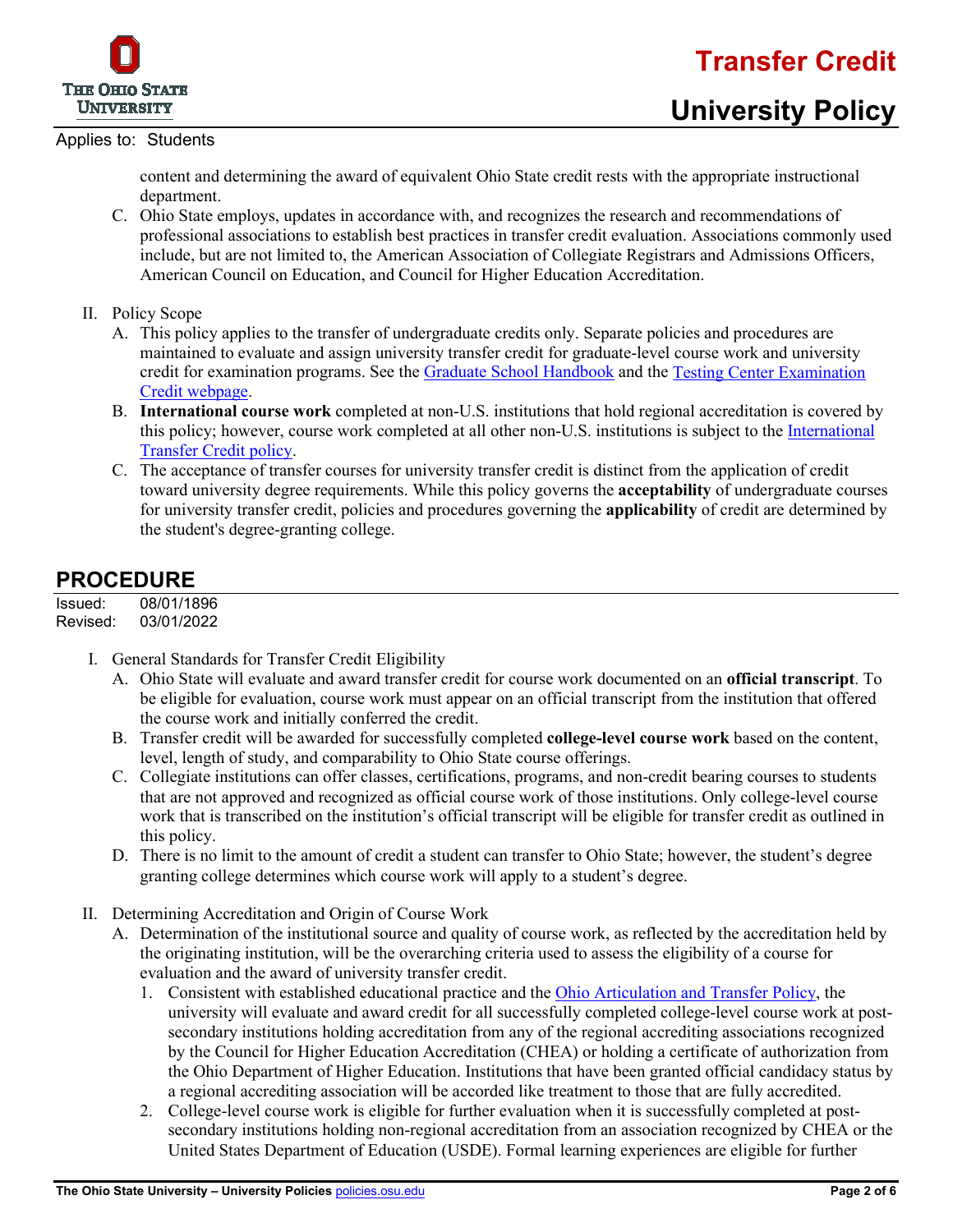content and determining the award of equivalent Ohio State credit rests with the appropriate instructional department.

C. Ohio State employs, updates in accordance with, and recognizes the research and recommendations of professional associations to establish best practices in transfer credit evaluation. Associations commonly used include, but are not limited to, the American Association of Collegiate Registrars and Admissions Officers, American Council on Education, and Council for Higher Education Accreditation.

II. Policy Scope

A. This policy applies to the transfer of undergraduate credits only. Separate policies and procedures are maintained to evaluate and assign university transfer credit for graduate-level course work and university credit for examination programs. See the Graduate School Handbook and the Testing Center Examination Credit webpage.

B. **International course work** completed at non-U.S. institutions that hold regional accreditation is covered by this policy; however, course work completed at all other non-U.S. institutions is subject to the International Transfer Credit policy.

C. The acceptance of transfer courses for university transfer credit is distinct from the application of credit toward university degree requirements. While this policy governs the **acceptability** of undergraduate courses for university transfer credit, policies and procedures governing the **applicability** of credit are determined by the student's degree-granting college.

## PROCEDURE

Issued: 08/01/1896
Revised: 03/01/2022

I. General Standards for Transfer Credit Eligibility

A. Ohio State will evaluate and award transfer credit for course work documented on an **official transcript**. To be eligible for evaluation, course work must appear on an official transcript from the institution that offered the course work and initially conferred the credit.

B. Transfer credit will be awarded for successfully completed **college-level course work** based on the content, level, length of study, and comparability to Ohio State course offerings.

C. Collegiate institutions can offer classes, certifications, programs, and non-credit bearing courses to students that are not approved and recognized as official course work of those institutions. Only college-level course work that is transcribed on the institution's official transcript will be eligible for transfer credit as outlined in this policy.

D. There is no limit to the amount of credit a student can transfer to Ohio State; however, the student's degree granting college determines which course work will apply to a student's degree.

II. Determining Accreditation and Origin of Course Work

A. Determination of the institutional source and quality of course work, as reflected by the accreditation held by the originating institution, will be the overarching criteria used to assess the eligibility of a course for evaluation and the award of university transfer credit.

1. Consistent with established educational practice and the Ohio Articulation and Transfer Policy, the university will evaluate and award credit for all successfully completed college-level course work at post-secondary institutions holding accreditation from any of the regional accrediting associations recognized by the Council for Higher Education Accreditation (CHEA) or holding a certificate of authorization from the Ohio Department of Higher Education. Institutions that have been granted official candidacy status by a regional accrediting association will be accorded like treatment to those that are fully accredited.

2. College-level course work is eligible for further evaluation when it is successfully completed at post-secondary institutions holding non-regional accreditation from an association recognized by CHEA or the United States Department of Education (USDE). Formal learning experiences are eligible for further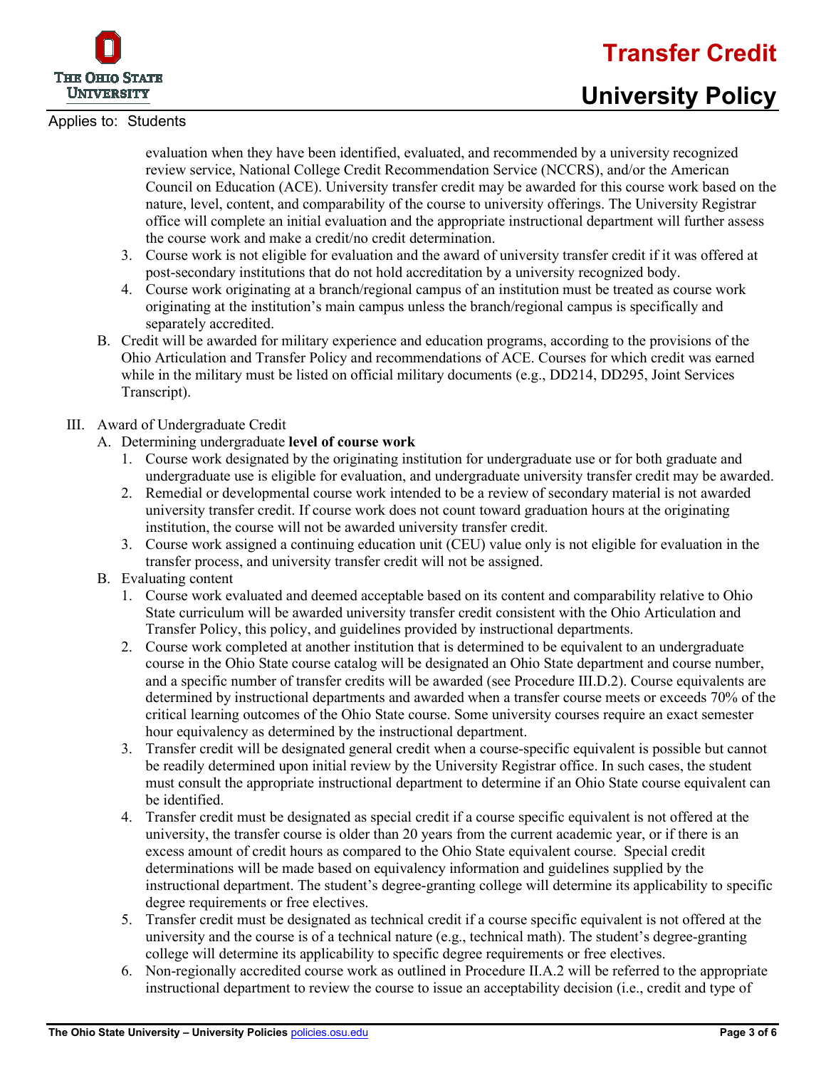evaluation when they have been identified, evaluated, and recommended by a university recognized review service, National College Credit Recommendation Service (NCCRS), and/or the American Council on Education (ACE). University transfer credit may be awarded for this course work based on the nature, level, content, and comparability of the course to university offerings. The University Registrar office will complete an initial evaluation and the appropriate instructional department will further assess the course work and make a credit/no credit determination.

3. Course work is not eligible for evaluation and the award of university transfer credit if it was offered at post-secondary institutions that do not hold accreditation by a university recognized body.
4. Course work originating at a branch/regional campus of an institution must be treated as course work originating at the institution's main campus unless the branch/regional campus is specifically and separately accredited.

B. Credit will be awarded for military experience and education programs, according to the provisions of the Ohio Articulation and Transfer Policy and recommendations of ACE. Courses for which credit was earned while in the military must be listed on official military documents (e.g., DD214, DD295, Joint Services Transcript).

III. Award of Undergraduate Credit

A. Determining undergraduate **level of course work**

1. Course work designated by the originating institution for undergraduate use or for both graduate and undergraduate use is eligible for evaluation, and undergraduate university transfer credit may be awarded.
2. Remedial or developmental course work intended to be a review of secondary material is not awarded university transfer credit. If course work does not count toward graduation hours at the originating institution, the course will not be awarded university transfer credit.
3. Course work assigned a continuing education unit (CEU) value only is not eligible for evaluation in the transfer process, and university transfer credit will not be assigned.

B. Evaluating content

1. Course work evaluated and deemed acceptable based on its content and comparability relative to Ohio State curriculum will be awarded university transfer credit consistent with the Ohio Articulation and Transfer Policy, this policy, and guidelines provided by instructional departments.
2. Course work completed at another institution that is determined to be equivalent to an undergraduate course in the Ohio State course catalog will be designated an Ohio State department and course number, and a specific number of transfer credits will be awarded (see Procedure III.D.2). Course equivalents are determined by instructional departments and awarded when a transfer course meets or exceeds 70% of the critical learning outcomes of the Ohio State course. Some university courses require an exact semester hour equivalency as determined by the instructional department.
3. Transfer credit will be designated general credit when a course-specific equivalent is possible but cannot be readily determined upon initial review by the University Registrar office. In such cases, the student must consult the appropriate instructional department to determine if an Ohio State course equivalent can be identified.
4. Transfer credit must be designated as special credit if a course specific equivalent is not offered at the university, the transfer course is older than 20 years from the current academic year, or if there is an excess amount of credit hours as compared to the Ohio State equivalent course. Special credit determinations will be made based on equivalency information and guidelines supplied by the instructional department. The student's degree-granting college will determine its applicability to specific degree requirements or free electives.
5. Transfer credit must be designated as technical credit if a course specific equivalent is not offered at the university and the course is of a technical nature (e.g., technical math). The student's degree-granting college will determine its applicability to specific degree requirements or free electives.
6. Non-regionally accredited course work as outlined in Procedure II.A.2 will be referred to the appropriate instructional department to review the course to issue an acceptability decision (i.e., credit and type of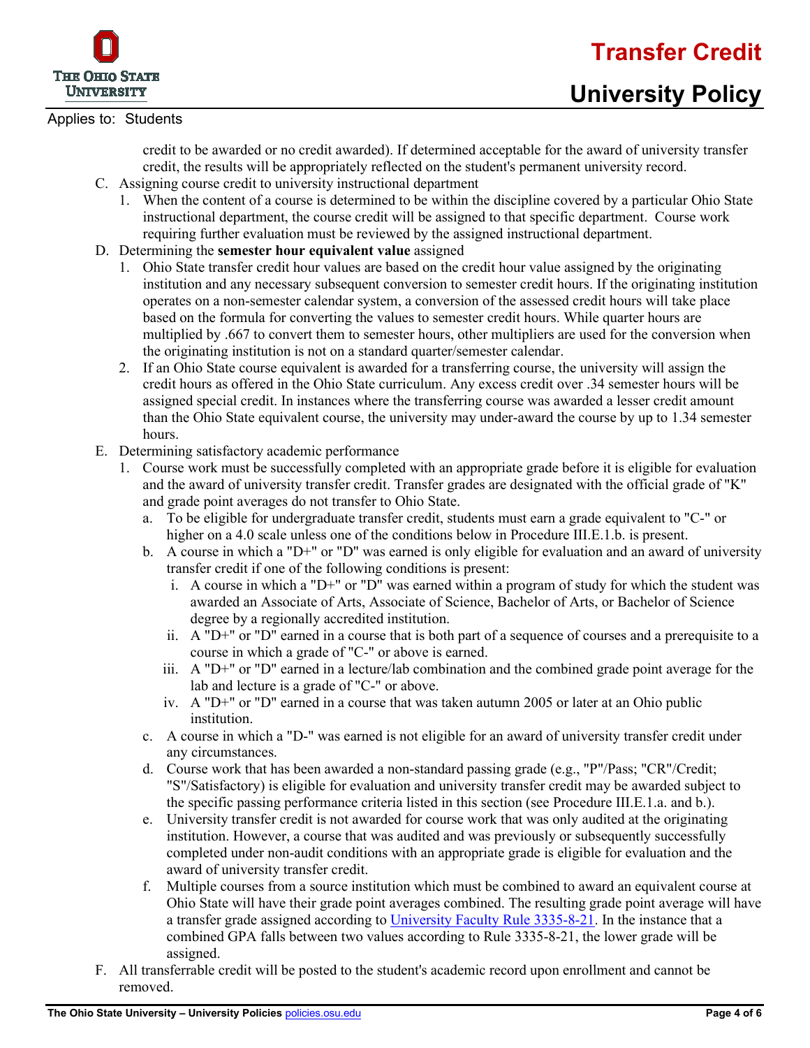credit to be awarded or no credit awarded). If determined acceptable for the award of university transfer credit, the results will be appropriately reflected on the student's permanent university record.

C. Assigning course credit to university instructional department
   1. When the content of a course is determined to be within the discipline covered by a particular Ohio State instructional department, the course credit will be assigned to that specific department. Course work requiring further evaluation must be reviewed by the assigned instructional department.

D. Determining the **semester hour equivalent value** assigned
   1. Ohio State transfer credit hour values are based on the credit hour value assigned by the originating institution and any necessary subsequent conversion to semester credit hours. If the originating institution operates on a non-semester calendar system, a conversion of the assessed credit hours will take place based on the formula for converting the values to semester credit hours. While quarter hours are multiplied by .667 to convert them to semester hours, other multipliers are used for the conversion when the originating institution is not on a standard quarter/semester calendar.
   2. If an Ohio State course equivalent is awarded for a transferring course, the university will assign the credit hours as offered in the Ohio State curriculum. Any excess credit over .34 semester hours will be assigned special credit. In instances where the transferring course was awarded a lesser credit amount than the Ohio State equivalent course, the university may under-award the course by up to 1.34 semester hours.

E. Determining satisfactory academic performance
   1. Course work must be successfully completed with an appropriate grade before it is eligible for evaluation and the award of university transfer credit. Transfer grades are designated with the official grade of "K" and grade point averages do not transfer to Ohio State.
      a. To be eligible for undergraduate transfer credit, students must earn a grade equivalent to "C-" or higher on a 4.0 scale unless one of the conditions below in Procedure III.E.1.b. is present.
      b. A course in which a "D+" or "D" was earned is only eligible for evaluation and an award of university transfer credit if one of the following conditions is present:
         i. A course in which a "D+" or "D" was earned within a program of study for which the student was awarded an Associate of Arts, Associate of Science, Bachelor of Arts, or Bachelor of Science degree by a regionally accredited institution.
         ii. A "D+" or "D" earned in a course that is both part of a sequence of courses and a prerequisite to a course in which a grade of "C-" or above is earned.
         iii. A "D+" or "D" earned in a lecture/lab combination and the combined grade point average for the lab and lecture is a grade of "C-" or above.
         iv. A "D+" or "D" earned in a course that was taken autumn 2005 or later at an Ohio public institution.
      c. A course in which a "D-" was earned is not eligible for an award of university transfer credit under any circumstances.
      d. Course work that has been awarded a non-standard passing grade (e.g., "P"/Pass; "CR"/Credit; "S"/Satisfactory) is eligible for evaluation and university transfer credit may be awarded subject to the specific passing performance criteria listed in this section (see Procedure III.E.1.a. and b.).
      e. University transfer credit is not awarded for course work that was only audited at the originating institution. However, a course that was audited and was previously or subsequently successfully completed under non-audit conditions with an appropriate grade is eligible for evaluation and the award of university transfer credit.
      f. Multiple courses from a source institution which must be combined to award an equivalent course at Ohio State will have their grade point averages combined. The resulting grade point average will have a transfer grade assigned according to University Faculty Rule 3335-8-21. In the instance that a combined GPA falls between two values according to Rule 3335-8-21, the lower grade will be assigned.

F. All transferrable credit will be posted to the student's academic record upon enrollment and cannot be removed.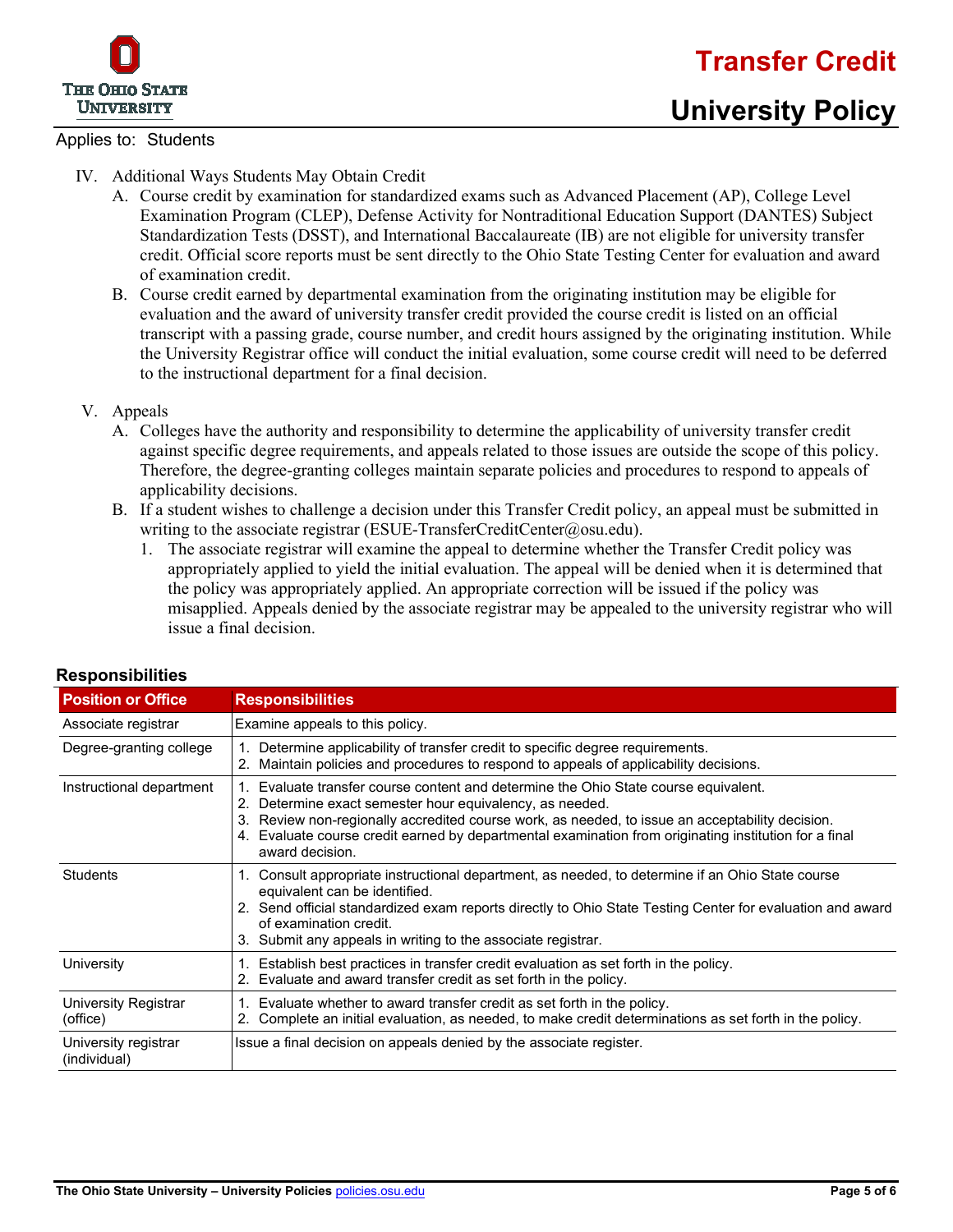Applies to: Students

IV. Additional Ways Students May Obtain Credit
   A. Course credit by examination for standardized exams such as Advanced Placement (AP), College Level Examination Program (CLEP), Defense Activity for Nontraditional Education Support (DANTES) Subject Standardization Tests (DSST), and International Baccalaureate (IB) are not eligible for university transfer credit. Official score reports must be sent directly to the Ohio State Testing Center for evaluation and award of examination credit.
   B. Course credit earned by departmental examination from the originating institution may be eligible for evaluation and the award of university transfer credit provided the course credit is listed on an official transcript with a passing grade, course number, and credit hours assigned by the originating institution. While the University Registrar office will conduct the initial evaluation, some course credit will need to be deferred to the instructional department for a final decision.

V. Appeals
   A. Colleges have the authority and responsibility to determine the applicability of university transfer credit against specific degree requirements, and appeals related to those issues are outside the scope of this policy. Therefore, the degree-granting colleges maintain separate policies and procedures to respond to appeals of applicability decisions.
   B. If a student wishes to challenge a decision under this Transfer Credit policy, an appeal must be submitted in writing to the associate registrar (ESUE-TransferCreditCenter@osu.edu).
      1. The associate registrar will examine the appeal to determine whether the Transfer Credit policy was appropriately applied to yield the initial evaluation. The appeal will be denied when it is determined that the policy was appropriately applied. An appropriate correction will be issued if the policy was misapplied. Appeals denied by the associate registrar may be appealed to the university registrar who will issue a final decision.

## Responsibilities

| Position or Office | Responsibilities |
|---|---|
| Associate registrar | Examine appeals to this policy. |
| Degree-granting college | 1. Determine applicability of transfer credit to specific degree requirements.<br>2. Maintain policies and procedures to respond to appeals of applicability decisions. |
| Instructional department | 1. Evaluate transfer course content and determine the Ohio State course equivalent.<br>2. Determine exact semester hour equivalency, as needed.<br>3. Review non-regionally accredited course work, as needed, to issue an acceptability decision.<br>4. Evaluate course credit earned by departmental examination from originating institution for a final award decision. |
| Students | 1. Consult appropriate instructional department, as needed, to determine if an Ohio State course equivalent can be identified.<br>2. Send official standardized exam reports directly to Ohio State Testing Center for evaluation and award of examination credit.<br>3. Submit any appeals in writing to the associate registrar. |
| University | 1. Establish best practices in transfer credit evaluation as set forth in the policy.<br>2. Evaluate and award transfer credit as set forth in the policy. |
| University Registrar (office) | 1. Evaluate whether to award transfer credit as set forth in the policy.<br>2. Complete an initial evaluation, as needed, to make credit determinations as set forth in the policy. |
| University registrar (individual) | Issue a final decision on appeals denied by the associate register. |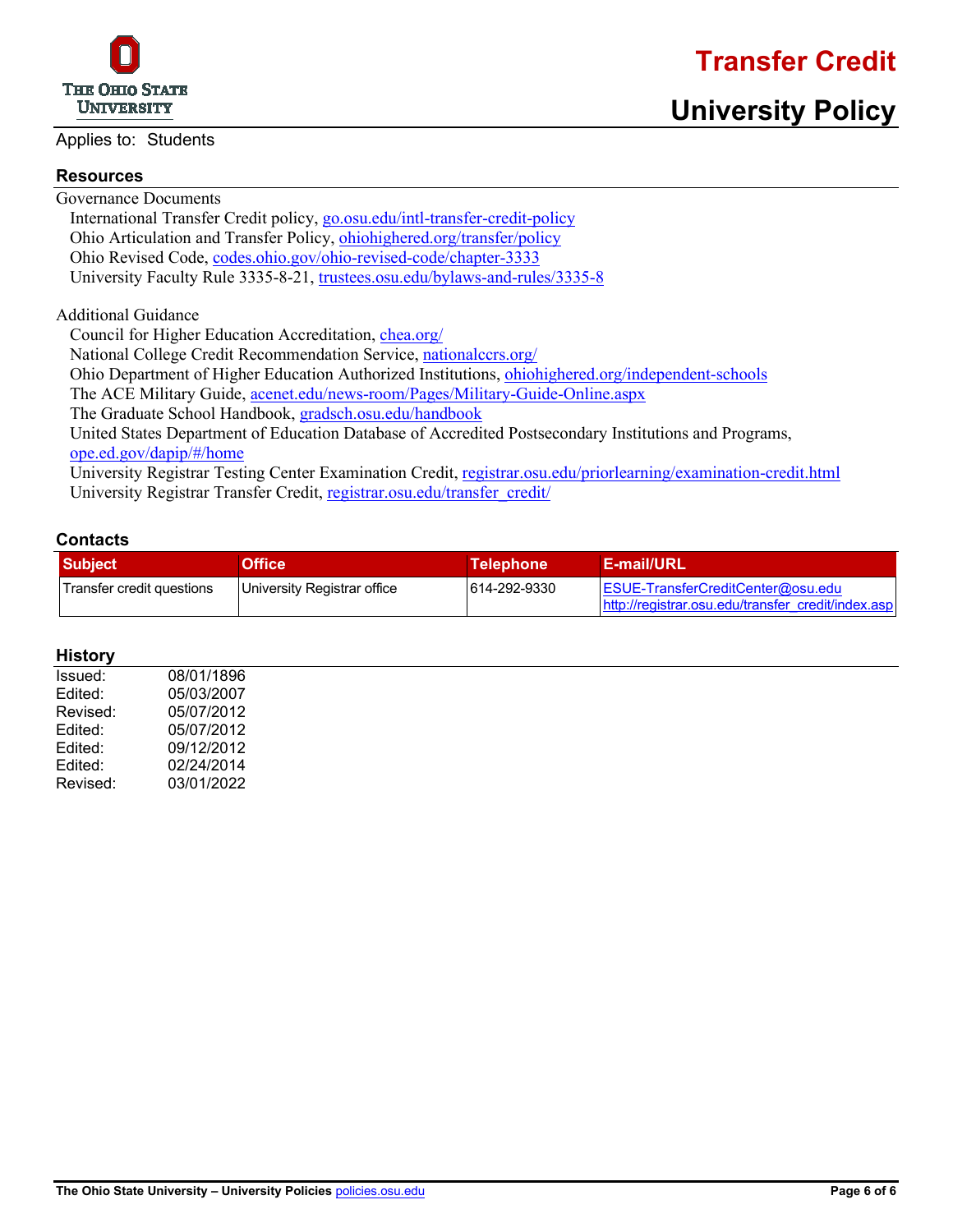# Transfer Credit

## University Policy

Applies to: Students

### Resources

Governance Documents

International Transfer Credit policy, go.osu.edu/intl-transfer-credit-policy
Ohio Articulation and Transfer Policy, ohiohighered.org/transfer/policy
Ohio Revised Code, codes.ohio.gov/ohio-revised-code/chapter-3333
University Faculty Rule 3335-8-21, trustees.osu.edu/bylaws-and-rules/3335-8

Additional Guidance

Council for Higher Education Accreditation, chea.org/
National College Credit Recommendation Service, nationalccrs.org/
Ohio Department of Higher Education Authorized Institutions, ohiohighered.org/independent-schools
The ACE Military Guide, acenet.edu/news-room/Pages/Military-Guide-Online.aspx
The Graduate School Handbook, gradsch.osu.edu/handbook
United States Department of Education Database of Accredited Postsecondary Institutions and Programs, ope.ed.gov/dapip/#/home
University Registrar Testing Center Examination Credit, registrar.osu.edu/priorlearning/examination-credit.html
University Registrar Transfer Credit, registrar.osu.edu/transfer_credit/

### Contacts

| Subject | Office | Telephone | E-mail/URL |
|---|---|---|---|
| Transfer credit questions | University Registrar office | 614-292-9330 | ESUE-TransferCreditCenter@osu.edu http://registrar.osu.edu/transfer_credit/index.asp |

### History

| | |
|---|---|
| Issued: | 08/01/1896 |
| Edited: | 05/03/2007 |
| Revised: | 05/07/2012 |
| Edited: | 05/07/2012 |
| Edited: | 09/12/2012 |
| Edited: | 02/24/2014 |
| Revised: | 03/01/2022 |